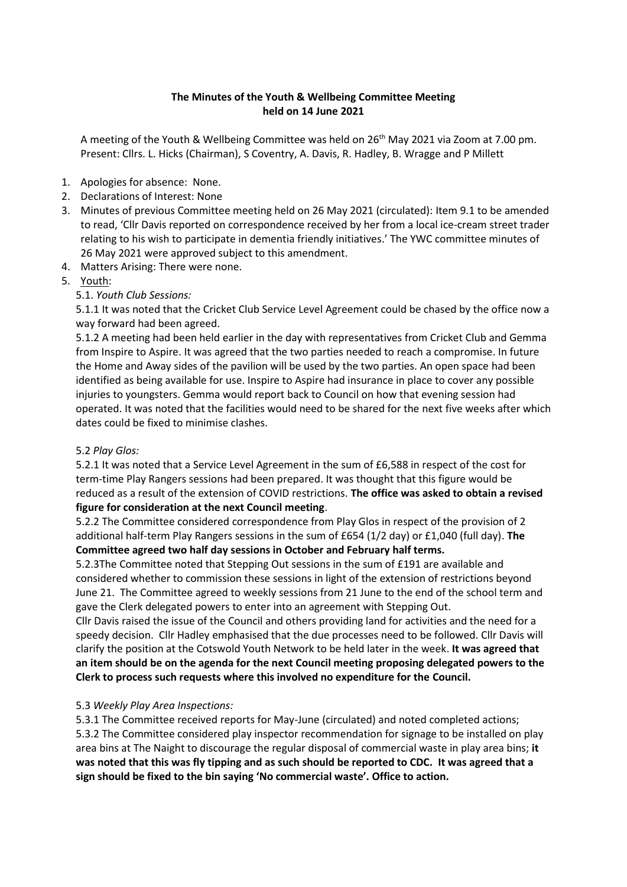**The Minutes of the Youth & Wellbeing Committee Meeting held on 14 June 2021**

A meeting of the Youth & Wellbeing Committee was held on 26th May 2021 via Zoom at 7.00 pm. Present: Cllrs. L. Hicks (Chairman), S Coventry, A. Davis, R. Hadley, B. Wragge and P Millett

1. Apologies for absence: None.
2. Declarations of Interest: None
3. Minutes of previous Committee meeting held on 26 May 2021 (circulated): Item 9.1 to be amended to read, 'Cllr Davis reported on correspondence received by her from a local ice-cream street trader relating to his wish to participate in dementia friendly initiatives.' The YWC committee minutes of 26 May 2021 were approved subject to this amendment.
4. Matters Arising: There were none.
5. Youth:

5.1. *Youth Club Sessions:*

5.1.1 It was noted that the Cricket Club Service Level Agreement could be chased by the office now a way forward had been agreed.

5.1.2 A meeting had been held earlier in the day with representatives from Cricket Club and Gemma from Inspire to Aspire. It was agreed that the two parties needed to reach a compromise. In future the Home and Away sides of the pavilion will be used by the two parties. An open space had been identified as being available for use. Inspire to Aspire had insurance in place to cover any possible injuries to youngsters. Gemma would report back to Council on how that evening session had operated. It was noted that the facilities would need to be shared for the next five weeks after which dates could be fixed to minimise clashes.

5.2 *Play Glos:*

5.2.1 It was noted that a Service Level Agreement in the sum of £6,588 in respect of the cost for term-time Play Rangers sessions had been prepared. It was thought that this figure would be reduced as a result of the extension of COVID restrictions. **The office was asked to obtain a revised figure for consideration at the next Council meeting**.

5.2.2 The Committee considered correspondence from Play Glos in respect of the provision of 2 additional half-term Play Rangers sessions in the sum of £654 (1/2 day) or £1,040 (full day). **The Committee agreed two half day sessions in October and February half terms.**

5.2.3The Committee noted that Stepping Out sessions in the sum of £191 are available and considered whether to commission these sessions in light of the extension of restrictions beyond June 21. The Committee agreed to weekly sessions from 21 June to the end of the school term and gave the Clerk delegated powers to enter into an agreement with Stepping Out.

Cllr Davis raised the issue of the Council and others providing land for activities and the need for a speedy decision. Cllr Hadley emphasised that the due processes need to be followed. Cllr Davis will clarify the position at the Cotswold Youth Network to be held later in the week. **It was agreed that an item should be on the agenda for the next Council meeting proposing delegated powers to the Clerk to process such requests where this involved no expenditure for the Council.**

5.3 *Weekly Play Area Inspections:*

5.3.1 The Committee received reports for May-June (circulated) and noted completed actions;

5.3.2 The Committee considered play inspector recommendation for signage to be installed on play area bins at The Naight to discourage the regular disposal of commercial waste in play area bins; **it was noted that this was fly tipping and as such should be reported to CDC. It was agreed that a sign should be fixed to the bin saying 'No commercial waste'. Office to action.**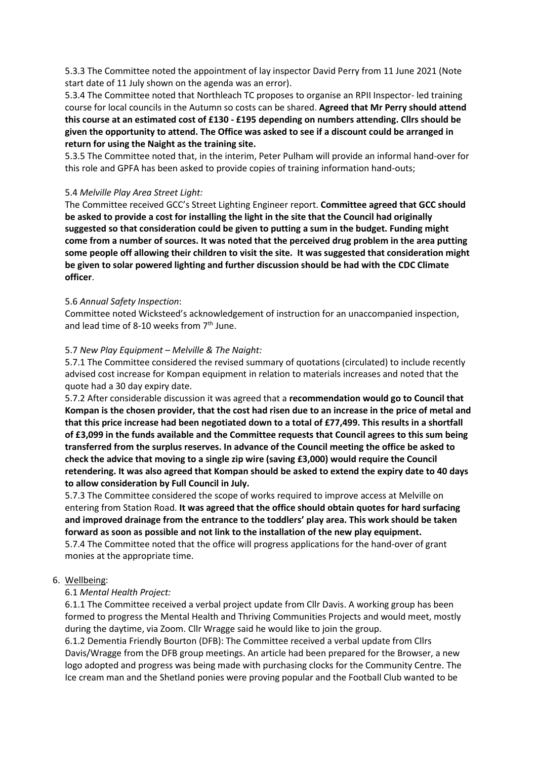5.3.3 The Committee noted the appointment of lay inspector David Perry from 11 June 2021 (Note start date of 11 July shown on the agenda was an error).

5.3.4 The Committee noted that Northleach TC proposes to organise an RPII Inspector- led training course for local councils in the Autumn so costs can be shared. **Agreed that Mr Perry should attend this course at an estimated cost of £130 - £195 depending on numbers attending. Cllrs should be given the opportunity to attend. The Office was asked to see if a discount could be arranged in return for using the Naight as the training site.**

5.3.5 The Committee noted that, in the interim, Peter Pulham will provide an informal hand-over for this role and GPFA has been asked to provide copies of training information hand-outs;

5.4 *Melville Play Area Street Light:*

The Committee received GCC's Street Lighting Engineer report. **Committee agreed that GCC should be asked to provide a cost for installing the light in the site that the Council had originally suggested so that consideration could be given to putting a sum in the budget. Funding might come from a number of sources. It was noted that the perceived drug problem in the area putting some people off allowing their children to visit the site. It was suggested that consideration might be given to solar powered lighting and further discussion should be had with the CDC Climate officer**.

5.6 *Annual Safety Inspection*:

Committee noted Wicksteed's acknowledgement of instruction for an unaccompanied inspection, and lead time of 8-10 weeks from 7th June.

5.7 *New Play Equipment – Melville & The Naight:*

5.7.1 The Committee considered the revised summary of quotations (circulated) to include recently advised cost increase for Kompan equipment in relation to materials increases and noted that the quote had a 30 day expiry date.

5.7.2 After considerable discussion it was agreed that a **recommendation would go to Council that Kompan is the chosen provider, that the cost had risen due to an increase in the price of metal and that this price increase had been negotiated down to a total of £77,499. This results in a shortfall of £3,099 in the funds available and the Committee requests that Council agrees to this sum being transferred from the surplus reserves. In advance of the Council meeting the office be asked to check the advice that moving to a single zip wire (saving £3,000) would require the Council retendering. It was also agreed that Kompan should be asked to extend the expiry date to 40 days to allow consideration by Full Council in July.**

5.7.3 The Committee considered the scope of works required to improve access at Melville on entering from Station Road. **It was agreed that the office should obtain quotes for hard surfacing and improved drainage from the entrance to the toddlers' play area. This work should be taken forward as soon as possible and not link to the installation of the new play equipment.**

5.7.4 The Committee noted that the office will progress applications for the hand-over of grant monies at the appropriate time.

6. Wellbeing:

6.1 *Mental Health Project:*

6.1.1 The Committee received a verbal project update from Cllr Davis. A working group has been formed to progress the Mental Health and Thriving Communities Projects and would meet, mostly during the daytime, via Zoom. Cllr Wragge said he would like to join the group.

6.1.2 Dementia Friendly Bourton (DFB): The Committee received a verbal update from Cllrs Davis/Wragge from the DFB group meetings. An article had been prepared for the Browser, a new logo adopted and progress was being made with purchasing clocks for the Community Centre. The Ice cream man and the Shetland ponies were proving popular and the Football Club wanted to be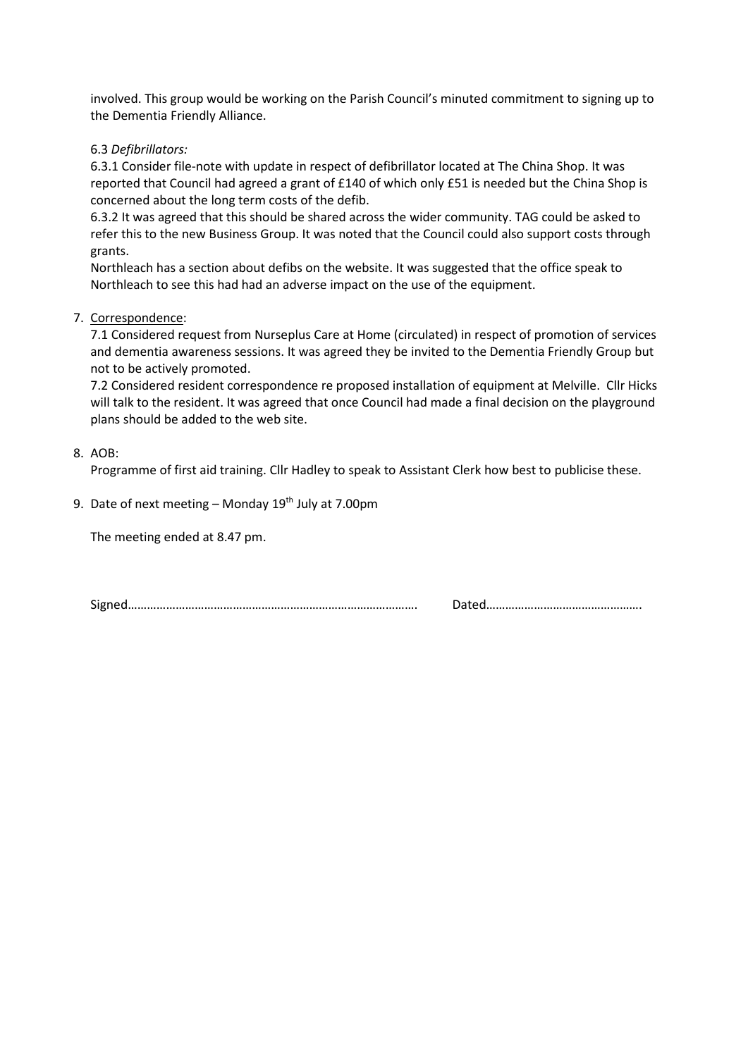involved. This group would be working on the Parish Council's minuted commitment to signing up to the Dementia Friendly Alliance.

6.3 *Defibrillators:*

6.3.1 Consider file-note with update in respect of defibrillator located at The China Shop. It was reported that Council had agreed a grant of £140 of which only £51 is needed but the China Shop is concerned about the long term costs of the defib.

6.3.2 It was agreed that this should be shared across the wider community. TAG could be asked to refer this to the new Business Group. It was noted that the Council could also support costs through grants.

Northleach has a section about defibs on the website. It was suggested that the office speak to Northleach to see this had had an adverse impact on the use of the equipment.

7. Correspondence:

   7.1 Considered request from Nurseplus Care at Home (circulated) in respect of promotion of services and dementia awareness sessions. It was agreed they be invited to the Dementia Friendly Group but not to be actively promoted.

   7.2 Considered resident correspondence re proposed installation of equipment at Melville. Cllr Hicks will talk to the resident. It was agreed that once Council had made a final decision on the playground plans should be added to the web site.

8. AOB:

   Programme of first aid training. Cllr Hadley to speak to Assistant Clerk how best to publicise these.

9. Date of next meeting – Monday 19th July at 7.00pm

   The meeting ended at 8.47 pm.

Signed……………………………………………………………………………… Dated………………………………………….